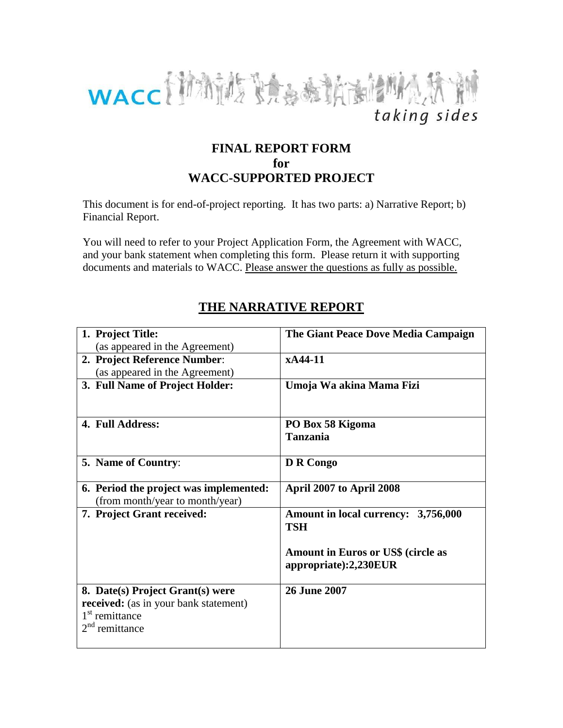WACC *taking sides*

# FINAL REPORT FORM
# for
# WACC-SUPPORTED PROJECT

This document is for end-of-project reporting. It has two parts: a) Narrative Report; b) Financial Report.

You will need to refer to your Project Application Form, the Agreement with WACC, and your bank statement when completing this form. Please return it with supporting documents and materials to WACC. Please answer the questions as fully as possible.

## THE NARRATIVE REPORT

| | |
|---|---|
| **1. Project Title:** (as appeared in the Agreement) | **The Giant Peace Dove Media Campaign** |
| **2. Project Reference Number:** (as appeared in the Agreement) | **xA44-11** |
| **3. Full Name of Project Holder:** | **Umoja Wa akina Mama Fizi** |
| **4. Full Address:** | **PO Box 58 Kigoma**<br>**Tanzania** |
| **5. Name of Country:** | **D R Congo** |
| **6. Period the project was implemented:** (from month/year to month/year) | **April 2007 to April 2008** |
| **7. Project Grant received:** | **Amount in local currency: 3,756,000 TSH**<br><br>**Amount in Euros or US$ (circle as appropriate):2,230EUR** |
| **8. Date(s) Project Grant(s) were received:** (as in your bank statement)<br>1st remittance<br>2nd remittance | **26 June 2007** |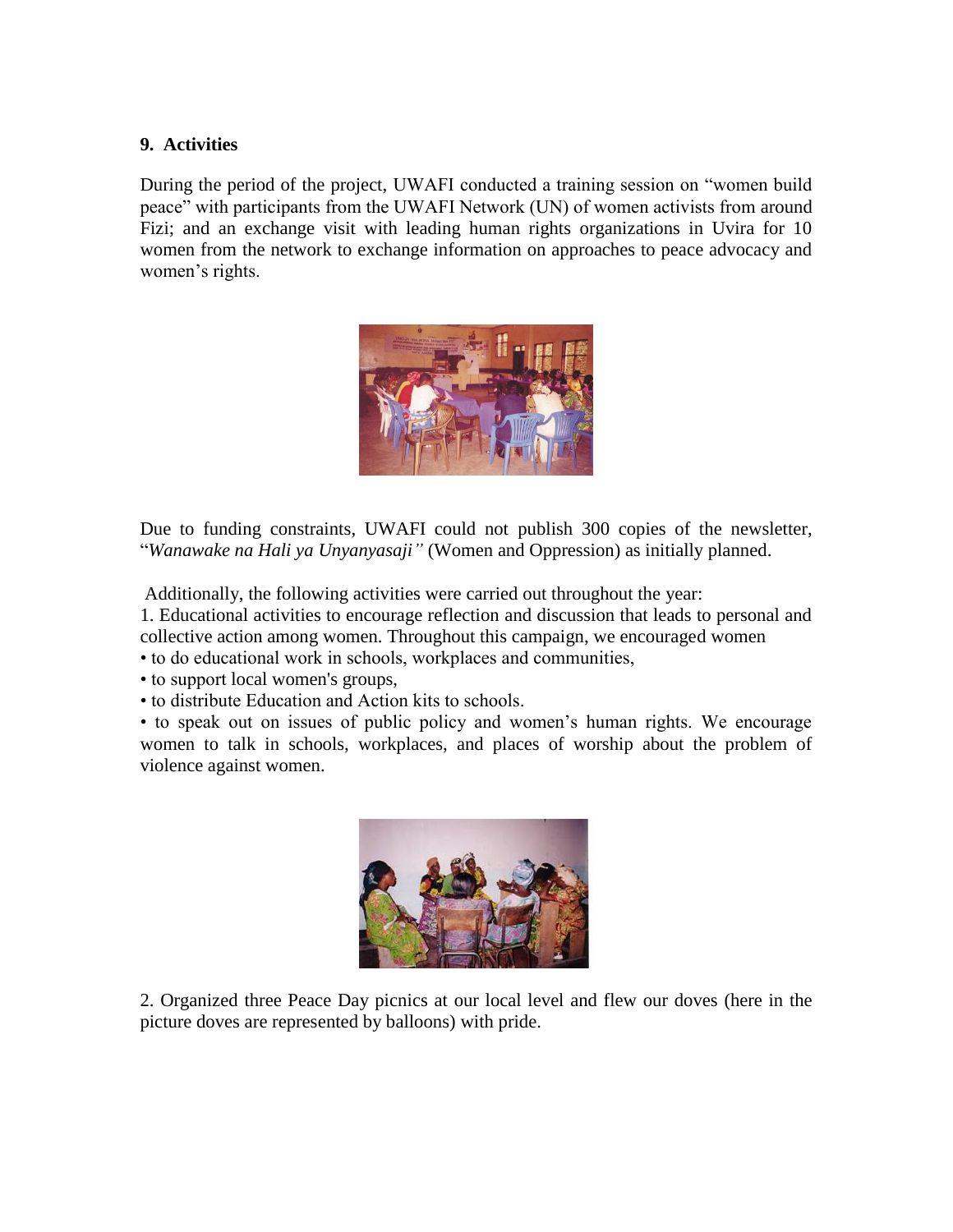**9. Activities**

During the period of the project, UWAFI conducted a training session on "women build peace" with participants from the UWAFI Network (UN) of women activists from around Fizi; and an exchange visit with leading human rights organizations in Uvira for 10 women from the network to exchange information on approaches to peace advocacy and women's rights.

Due to funding constraints, UWAFI could not publish 300 copies of the newsletter, "*Wanawake na Hali ya Unyanyasaji"* (Women and Oppression) as initially planned.

Additionally, the following activities were carried out throughout the year:

1. Educational activities to encourage reflection and discussion that leads to personal and collective action among women. Throughout this campaign, we encouraged women

- to do educational work in schools, workplaces and communities,
- to support local women's groups,
- to distribute Education and Action kits to schools.
- to speak out on issues of public policy and women's human rights. We encourage women to talk in schools, workplaces, and places of worship about the problem of violence against women.

2. Organized three Peace Day picnics at our local level and flew our doves (here in the picture doves are represented by balloons) with pride.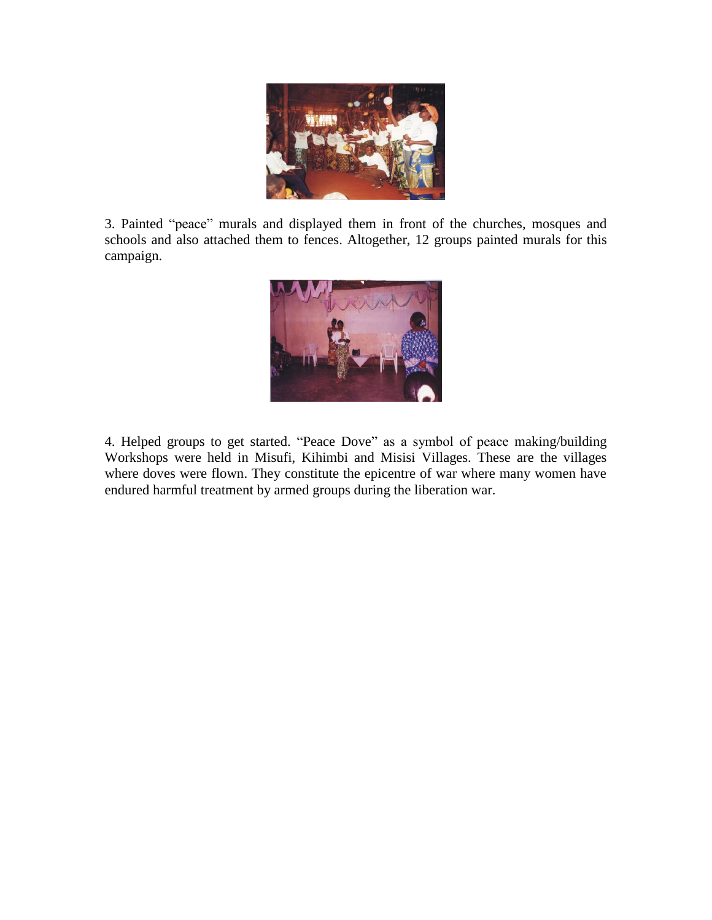3. Painted "peace" murals and displayed them in front of the churches, mosques and schools and also attached them to fences. Altogether, 12 groups painted murals for this campaign.

4. Helped groups to get started. "Peace Dove" as a symbol of peace making/building Workshops were held in Misufi, Kihimbi and Misisi Villages. These are the villages where doves were flown. They constitute the epicentre of war where many women have endured harmful treatment by armed groups during the liberation war.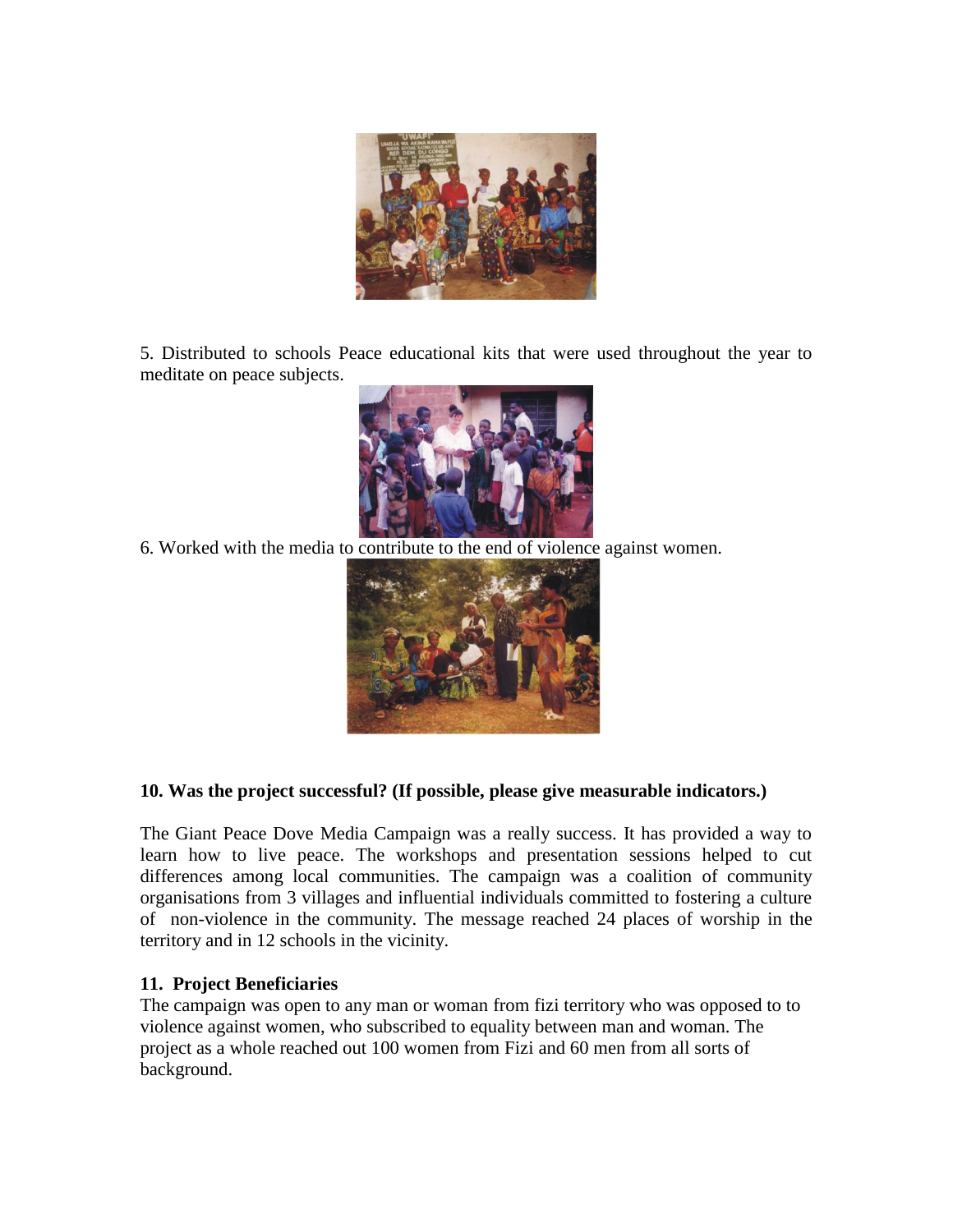5. Distributed to schools Peace educational kits that were used throughout the year to meditate on peace subjects.

6. Worked with the media to contribute to the end of violence against women.

### 10. Was the project successful? (If possible, please give measurable indicators.)

The Giant Peace Dove Media Campaign was a really success. It has provided a way to learn how to live peace. The workshops and presentation sessions helped to cut differences among local communities. The campaign was a coalition of community organisations from 3 villages and influential individuals committed to fostering a culture of non-violence in the community. The message reached 24 places of worship in the territory and in 12 schools in the vicinity.

### 11. Project Beneficiaries

The campaign was open to any man or woman from fizi territory who was opposed to to violence against women, who subscribed to equality between man and woman. The project as a whole reached out 100 women from Fizi and 60 men from all sorts of background.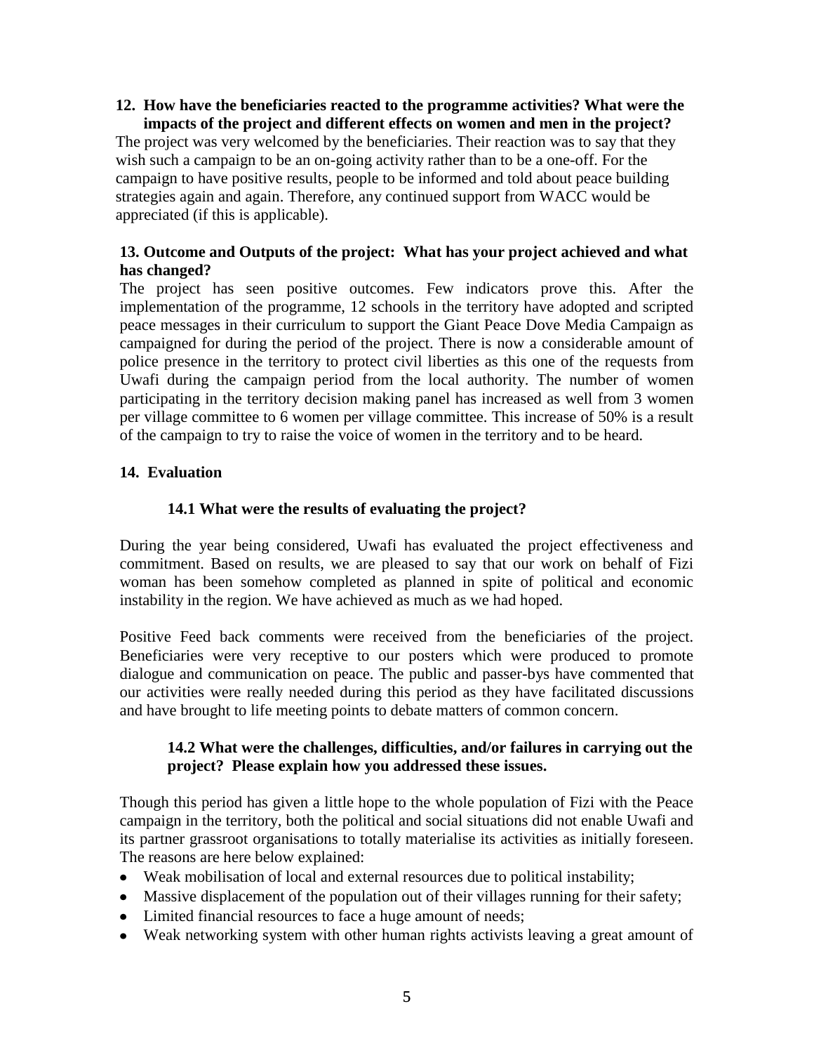**12. How have the beneficiaries reacted to the programme activities? What were the impacts of the project and different effects on women and men in the project?**

The project was very welcomed by the beneficiaries. Their reaction was to say that they wish such a campaign to be an on-going activity rather than to be a one-off. For the campaign to have positive results, people to be informed and told about peace building strategies again and again. Therefore, any continued support from WACC would be appreciated (if this is applicable).

**13. Outcome and Outputs of the project: What has your project achieved and what has changed?**

The project has seen positive outcomes. Few indicators prove this. After the implementation of the programme, 12 schools in the territory have adopted and scripted peace messages in their curriculum to support the Giant Peace Dove Media Campaign as campaigned for during the period of the project. There is now a considerable amount of police presence in the territory to protect civil liberties as this one of the requests from Uwafi during the campaign period from the local authority. The number of women participating in the territory decision making panel has increased as well from 3 women per village committee to 6 women per village committee. This increase of 50% is a result of the campaign to try to raise the voice of women in the territory and to be heard.

**14. Evaluation**

**14.1 What were the results of evaluating the project?**

During the year being considered, Uwafi has evaluated the project effectiveness and commitment. Based on results, we are pleased to say that our work on behalf of Fizi woman has been somehow completed as planned in spite of political and economic instability in the region. We have achieved as much as we had hoped.

Positive Feed back comments were received from the beneficiaries of the project. Beneficiaries were very receptive to our posters which were produced to promote dialogue and communication on peace. The public and passer-bys have commented that our activities were really needed during this period as they have facilitated discussions and have brought to life meeting points to debate matters of common concern.

**14.2 What were the challenges, difficulties, and/or failures in carrying out the project? Please explain how you addressed these issues.**

Though this period has given a little hope to the whole population of Fizi with the Peace campaign in the territory, both the political and social situations did not enable Uwafi and its partner grassroot organisations to totally materialise its activities as initially foreseen. The reasons are here below explained:

- Weak mobilisation of local and external resources due to political instability;
- Massive displacement of the population out of their villages running for their safety;
- Limited financial resources to face a huge amount of needs;
- Weak networking system with other human rights activists leaving a great amount of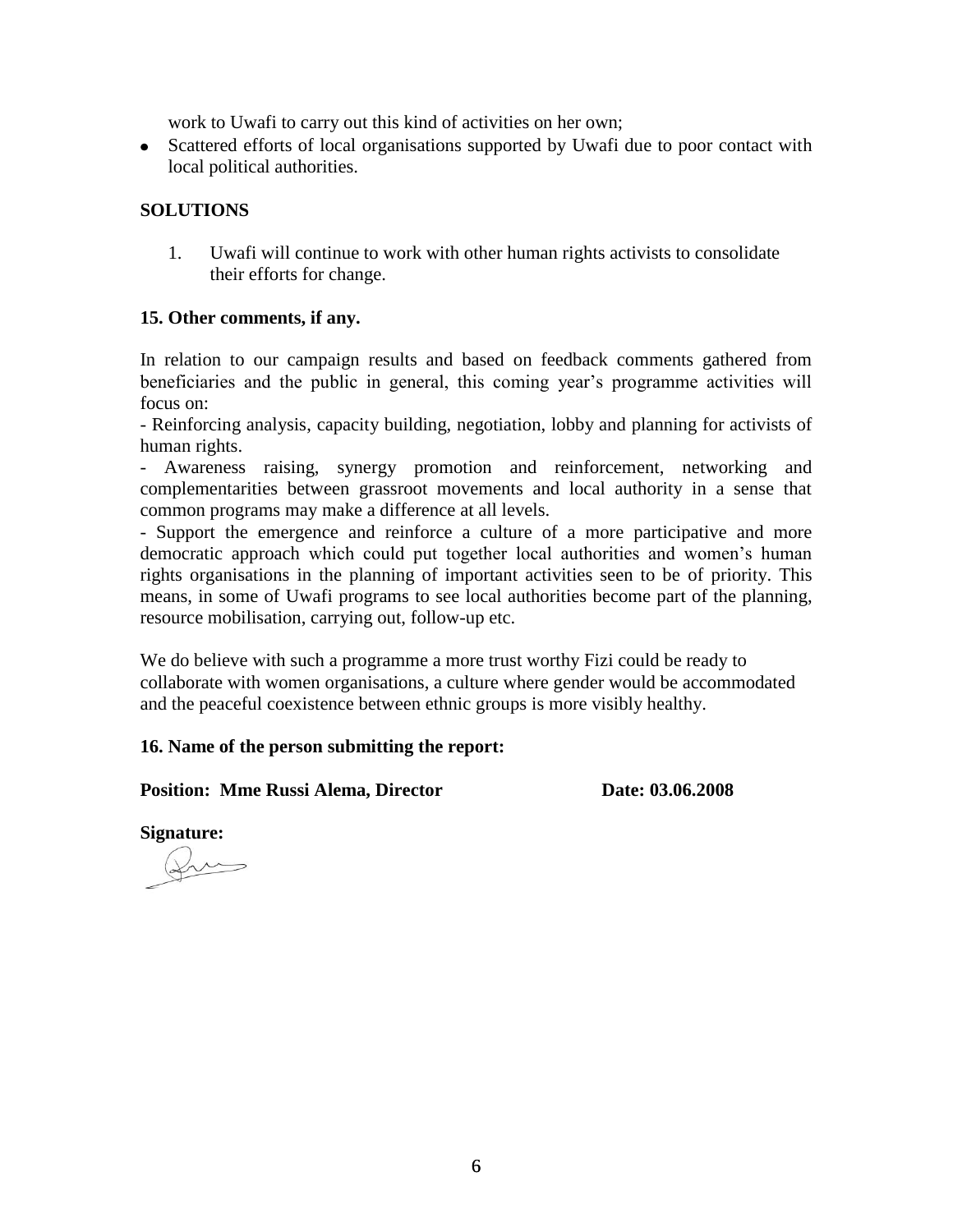work to Uwafi to carry out this kind of activities on her own;

- Scattered efforts of local organisations supported by Uwafi due to poor contact with local political authorities.

**SOLUTIONS**

1. Uwafi will continue to work with other human rights activists to consolidate their efforts for change.

**15. Other comments, if any.**

In relation to our campaign results and based on feedback comments gathered from beneficiaries and the public in general, this coming year's programme activities will focus on:

- Reinforcing analysis, capacity building, negotiation, lobby and planning for activists of human rights.
- Awareness raising, synergy promotion and reinforcement, networking and complementarities between grassroot movements and local authority in a sense that common programs may make a difference at all levels.
- Support the emergence and reinforce a culture of a more participative and more democratic approach which could put together local authorities and women's human rights organisations in the planning of important activities seen to be of priority. This means, in some of Uwafi programs to see local authorities become part of the planning, resource mobilisation, carrying out, follow-up etc.

We do believe with such a programme a more trust worthy Fizi could be ready to collaborate with women organisations, a culture where gender would be accommodated and the peaceful coexistence between ethnic groups is more visibly healthy.

**16. Name of the person submitting the report:**

**Position: Mme Russi Alema, Director** **Date: 03.06.2008**

**Signature:**